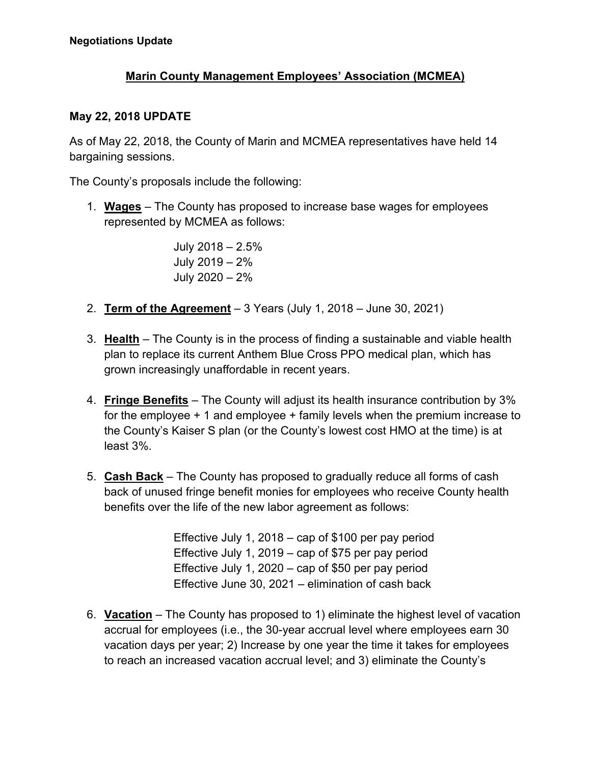**Negotiations Update**

## Marin County Management Employees' Association (MCMEA)

### May 22, 2018 UPDATE

As of May 22, 2018, the County of Marin and MCMEA representatives have held 14 bargaining sessions.

The County's proposals include the following:

1. **Wages** – The County has proposed to increase base wages for employees represented by MCMEA as follows:

   July 2018 – 2.5%
   July 2019 – 2%
   July 2020 – 2%

2. **Term of the Agreement** – 3 Years (July 1, 2018 – June 30, 2021)

3. **Health** – The County is in the process of finding a sustainable and viable health plan to replace its current Anthem Blue Cross PPO medical plan, which has grown increasingly unaffordable in recent years.

4. **Fringe Benefits** – The County will adjust its health insurance contribution by 3% for the employee + 1 and employee + family levels when the premium increase to the County's Kaiser S plan (or the County's lowest cost HMO at the time) is at least 3%.

5. **Cash Back** – The County has proposed to gradually reduce all forms of cash back of unused fringe benefit monies for employees who receive County health benefits over the life of the new labor agreement as follows:

   Effective July 1, 2018 – cap of $100 per pay period
   Effective July 1, 2019 – cap of $75 per pay period
   Effective July 1, 2020 – cap of $50 per pay period
   Effective June 30, 2021 – elimination of cash back

6. **Vacation** – The County has proposed to 1) eliminate the highest level of vacation accrual for employees (i.e., the 30-year accrual level where employees earn 30 vacation days per year; 2) Increase by one year the time it takes for employees to reach an increased vacation accrual level; and 3) eliminate the County's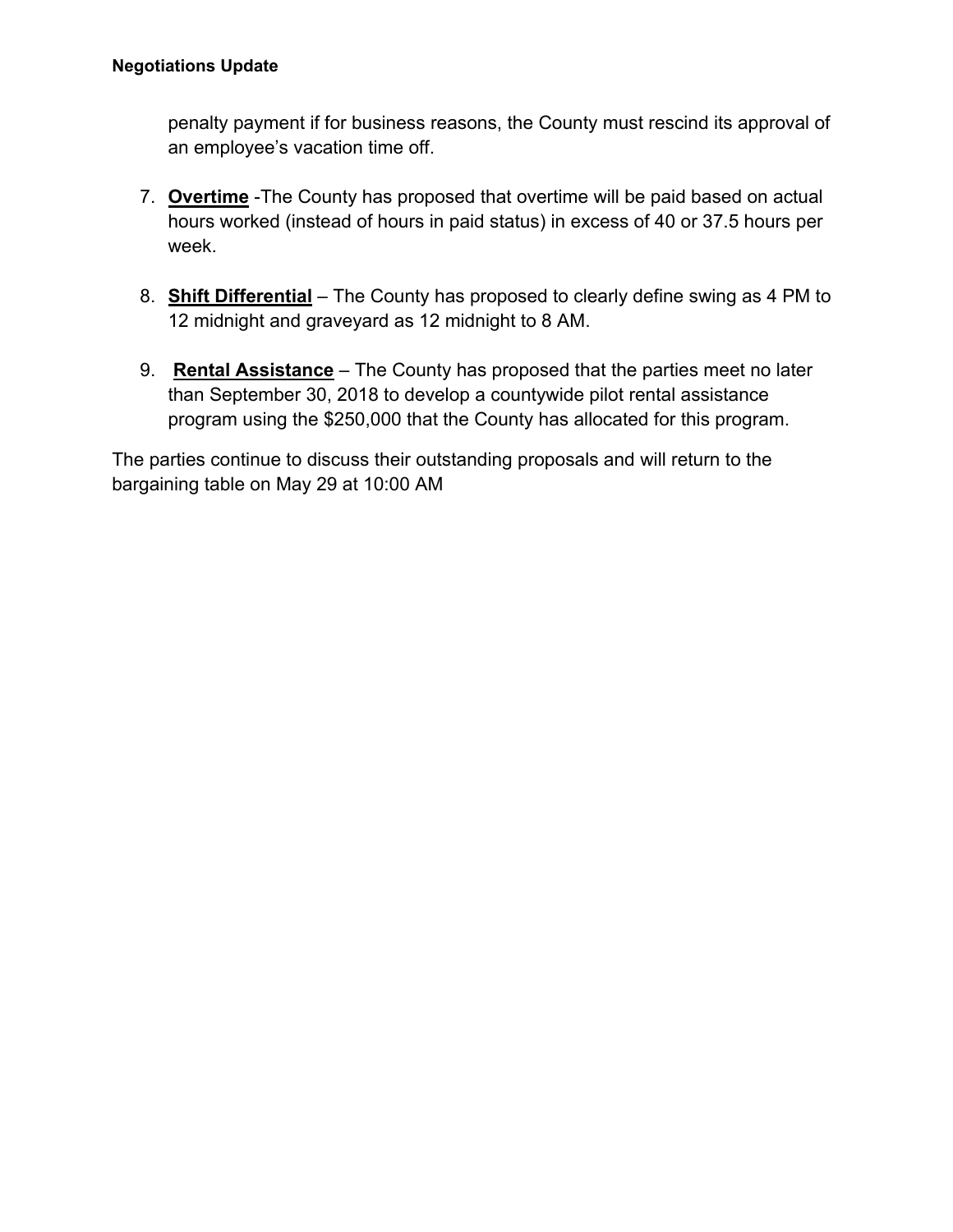penalty payment if for business reasons, the County must rescind its approval of an employee's vacation time off.

7. **Overtime** -The County has proposed that overtime will be paid based on actual hours worked (instead of hours in paid status) in excess of 40 or 37.5 hours per week.

8. **Shift Differential** – The County has proposed to clearly define swing as 4 PM to 12 midnight and graveyard as 12 midnight to 8 AM.

9. **Rental Assistance** – The County has proposed that the parties meet no later than September 30, 2018 to develop a countywide pilot rental assistance program using the $250,000 that the County has allocated for this program.

The parties continue to discuss their outstanding proposals and will return to the bargaining table on May 29 at 10:00 AM